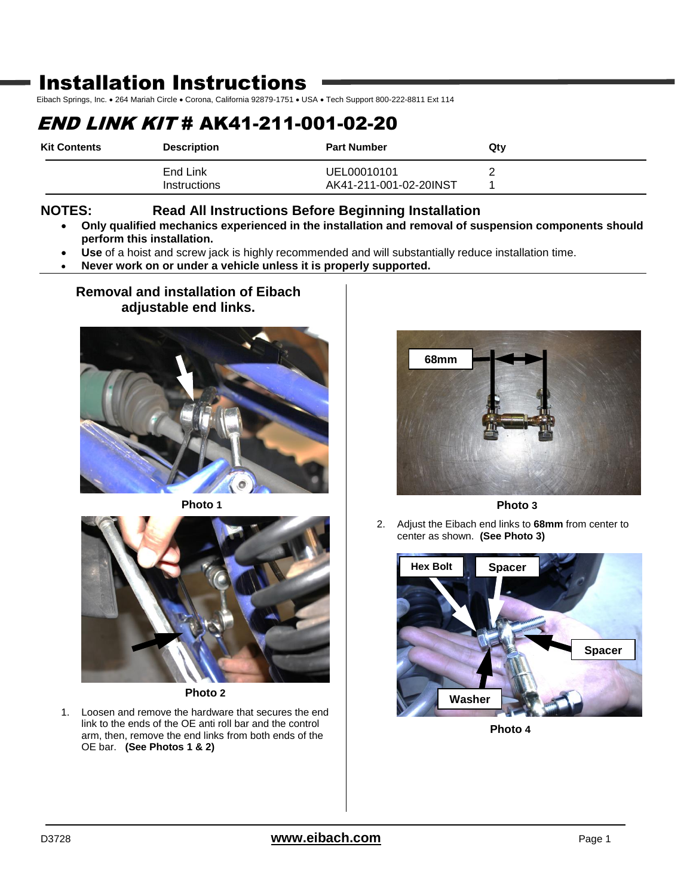# Installation Instructions

Eibach Springs, Inc. • 264 Mariah Circle • Corona, California 92879-1751 • USA • Tech Support 800-222-8811 Ext 114

## *END LINK KIT* # AK41-211-001-02-20

| Kit Contents | Description | Part Number | Qty |
|---|---|---|---|
| | End Link | UEL00010101 | 2 |
| | Instructions | AK41-211-001-02-20INST | 1 |

**NOTES:** **Read All Instructions Before Beginning Installation**

- **Only qualified mechanics experienced in the installation and removal of suspension components should perform this installation.**
- **Use** of a hoist and screw jack is highly recommended and will substantially reduce installation time.
- **Never work on or under a vehicle unless it is properly supported.**

### Removal and installation of Eibach adjustable end links.

**Photo 1**

**Photo 2**

1. Loosen and remove the hardware that secures the end link to the ends of the OE anti roll bar and the control arm, then, remove the end links from both ends of the OE bar. **(See Photos 1 & 2)**

68mm

**Photo 3**

2. Adjust the Eibach end links to **68mm** from center to center as shown. **(See Photo 3)**

Hex Bolt, Spacer, Spacer, Washer

**Photo 4**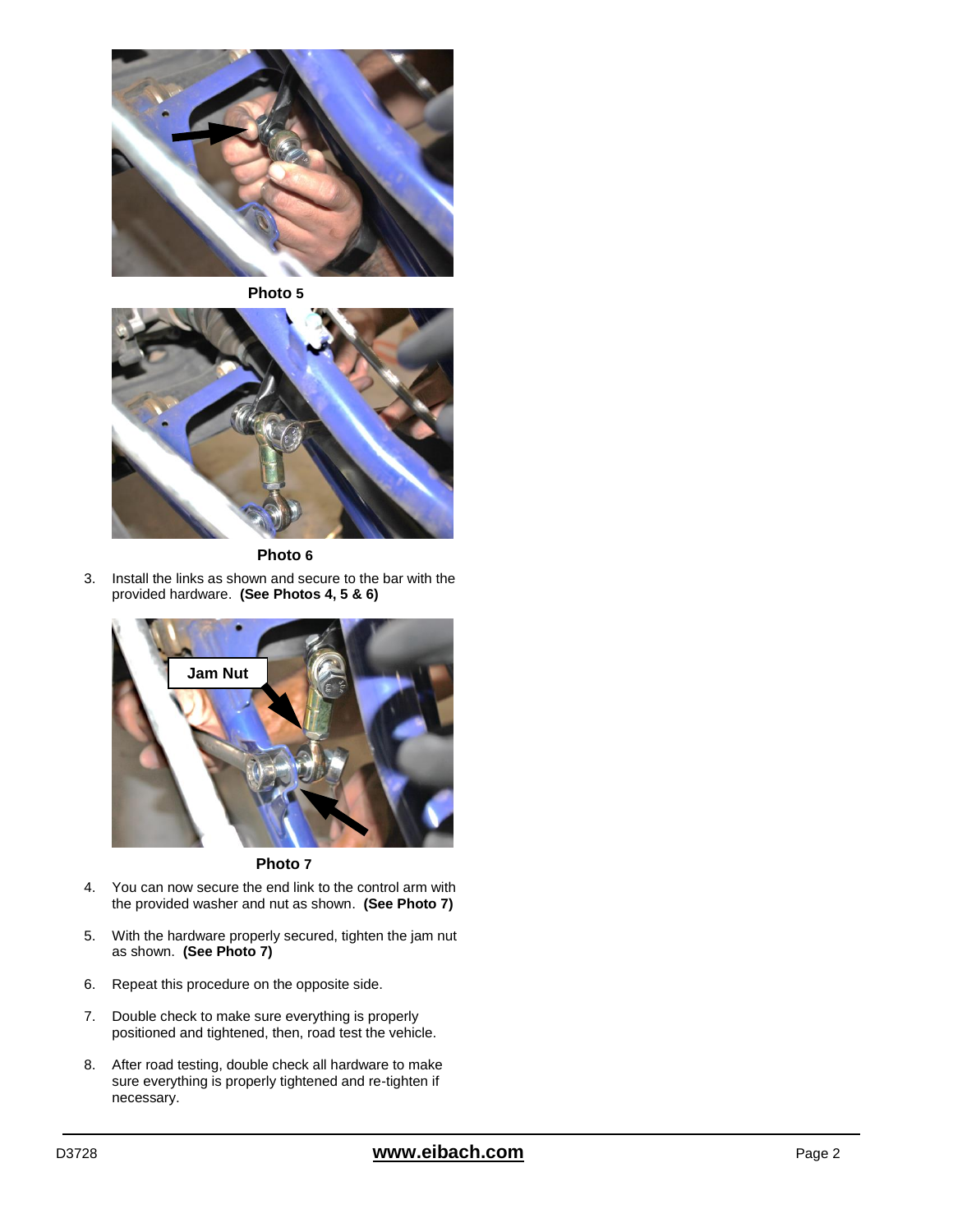Photo 5

Photo 6

3. Install the links as shown and secure to the bar with the provided hardware. **(See Photos 4, 5 & 6)**

Jam Nut

Photo 7

4. You can now secure the end link to the control arm with the provided washer and nut as shown. **(See Photo 7)**

5. With the hardware properly secured, tighten the jam nut as shown. **(See Photo 7)**

6. Repeat this procedure on the opposite side.

7. Double check to make sure everything is properly positioned and tightened, then, road test the vehicle.

8. After road testing, double check all hardware to make sure everything is properly tightened and re-tighten if necessary.